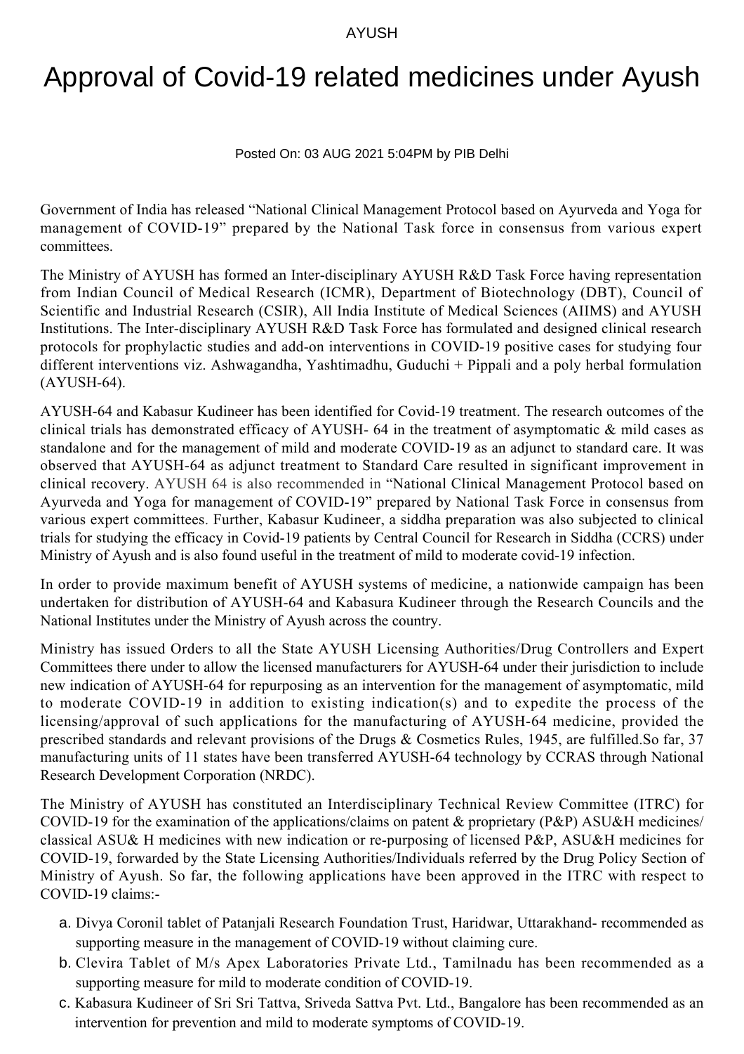AYUSH

# Approval of Covid-19 related medicines under Ayush

Posted On: 03 AUG 2021 5:04PM by PIB Delhi

Government of India has released "National Clinical Management Protocol based on Ayurveda and Yoga for management of COVID-19" prepared by the National Task force in consensus from various expert committees.

The Ministry of AYUSH has formed an Inter-disciplinary AYUSH R&D Task Force having representation from Indian Council of Medical Research (ICMR), Department of Biotechnology (DBT), Council of Scientific and Industrial Research (CSIR), All India Institute of Medical Sciences (AIIMS) and AYUSH Institutions. The Inter-disciplinary AYUSH R&D Task Force has formulated and designed clinical research protocols for prophylactic studies and add-on interventions in COVID-19 positive cases for studying four different interventions viz. Ashwagandha, Yashtimadhu, Guduchi + Pippali and a poly herbal formulation (AYUSH-64).

AYUSH-64 and Kabasur Kudineer has been identified for Covid-19 treatment. The research outcomes of the clinical trials has demonstrated efficacy of AYUSH- 64 in the treatment of asymptomatic & mild cases as standalone and for the management of mild and moderate COVID-19 as an adjunct to standard care. It was observed that AYUSH-64 as adjunct treatment to Standard Care resulted in significant improvement in clinical recovery. AYUSH 64 is also recommended in "National Clinical Management Protocol based on Ayurveda and Yoga for management of COVID-19" prepared by National Task Force in consensus from various expert committees. Further, Kabasur Kudineer, a siddha preparation was also subjected to clinical trials for studying the efficacy in Covid-19 patients by Central Council for Research in Siddha (CCRS) under Ministry of Ayush and is also found useful in the treatment of mild to moderate covid-19 infection.

In order to provide maximum benefit of AYUSH systems of medicine, a nationwide campaign has been undertaken for distribution of AYUSH-64 and Kabasura Kudineer through the Research Councils and the National Institutes under the Ministry of Ayush across the country.

Ministry has issued Orders to all the State AYUSH Licensing Authorities/Drug Controllers and Expert Committees there under to allow the licensed manufacturers for AYUSH-64 under their jurisdiction to include new indication of AYUSH-64 for repurposing as an intervention for the management of asymptomatic, mild to moderate COVID-19 in addition to existing indication(s) and to expedite the process of the licensing/approval of such applications for the manufacturing of AYUSH-64 medicine, provided the prescribed standards and relevant provisions of the Drugs & Cosmetics Rules, 1945, are fulfilled.So far, 37 manufacturing units of 11 states have been transferred AYUSH-64 technology by CCRAS through National Research Development Corporation (NRDC).

The Ministry of AYUSH has constituted an Interdisciplinary Technical Review Committee (ITRC) for COVID-19 for the examination of the applications/claims on patent & proprietary (P&P) ASU&H medicines/ classical ASU& H medicines with new indication or re-purposing of licensed P&P, ASU&H medicines for COVID-19, forwarded by the State Licensing Authorities/Individuals referred by the Drug Policy Section of Ministry of Ayush. So far, the following applications have been approved in the ITRC with respect to COVID-19 claims:-

a. Divya Coronil tablet of Patanjali Research Foundation Trust, Haridwar, Uttarakhand- recommended as supporting measure in the management of COVID-19 without claiming cure.
b. Clevira Tablet of M/s Apex Laboratories Private Ltd., Tamilnadu has been recommended as a supporting measure for mild to moderate condition of COVID-19.
c. Kabasura Kudineer of Sri Sri Tattva, Sriveda Sattva Pvt. Ltd., Bangalore has been recommended as an intervention for prevention and mild to moderate symptoms of COVID-19.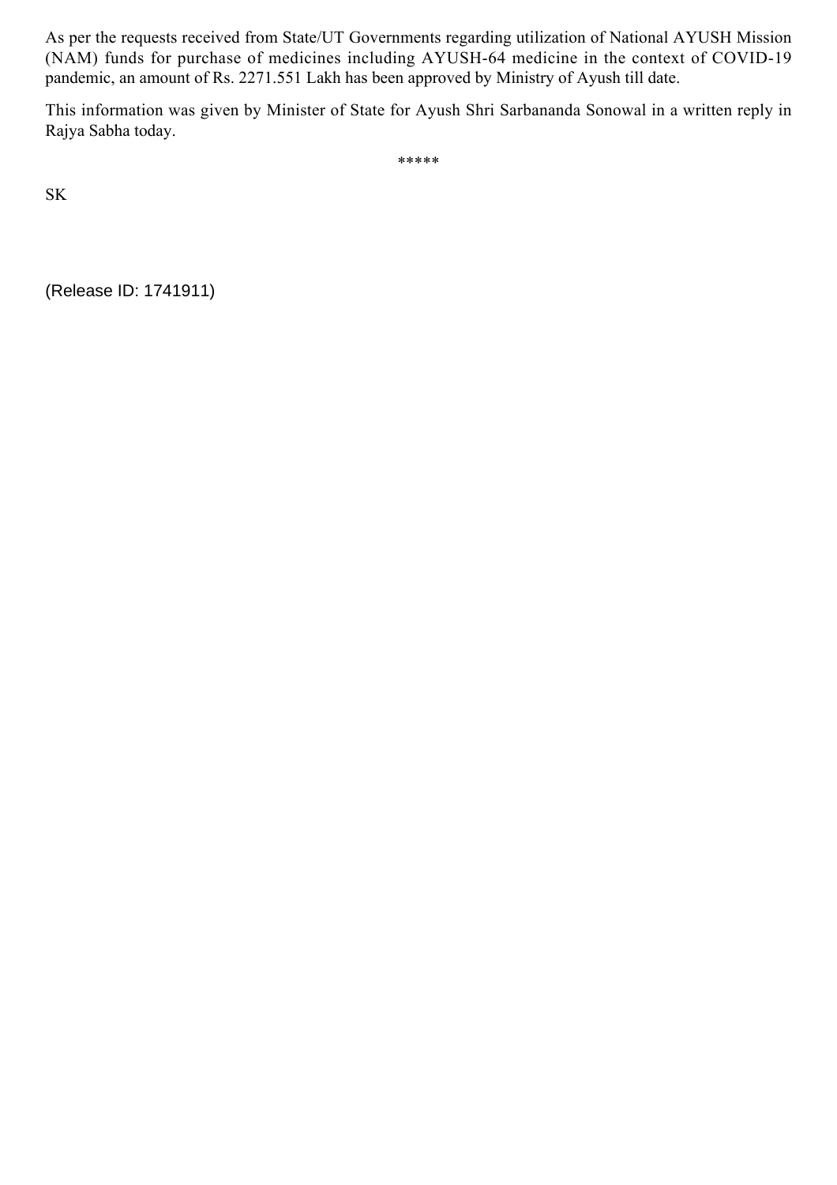As per the requests received from State/UT Governments regarding utilization of National AYUSH Mission (NAM) funds for purchase of medicines including AYUSH-64 medicine in the context of COVID-19 pandemic, an amount of Rs. 2271.551 Lakh has been approved by Ministry of Ayush till date.

This information was given by Minister of State for Ayush Shri Sarbananda Sonowal in a written reply in Rajya Sabha today.

*****

SK

(Release ID: 1741911)